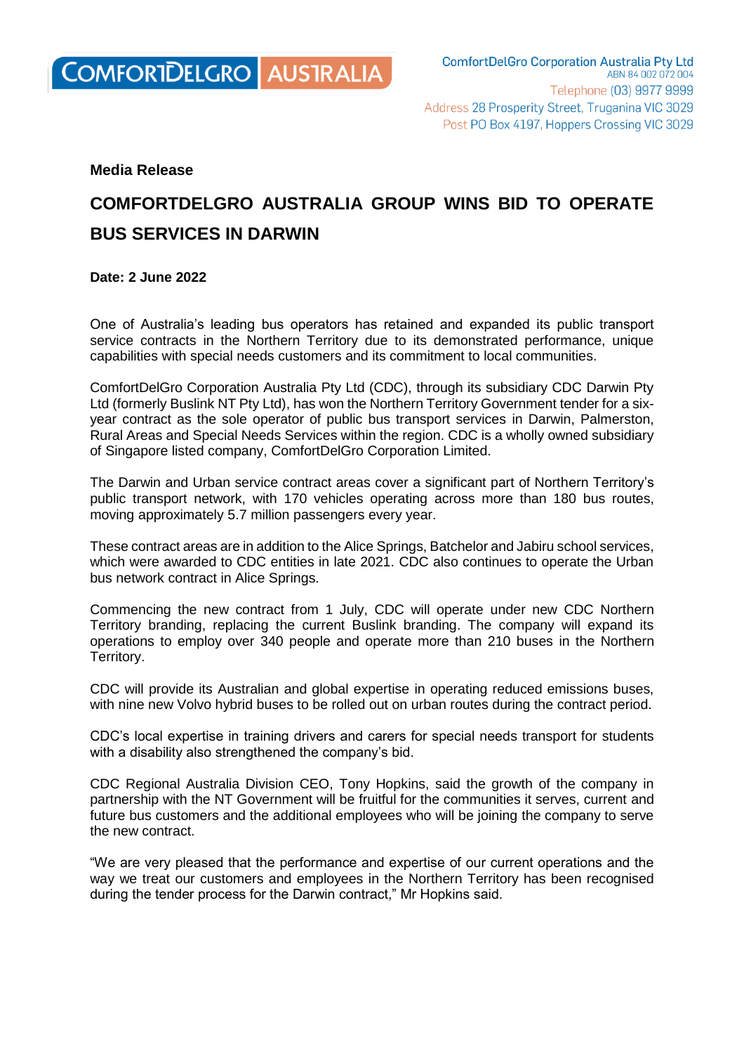COMFORTDELGRO AUSTRALIA

ComfortDelGro Corporation Australia Pty Ltd
ABN 84 002 072 004
Telephone (03) 9977 9999
Address 28 Prosperity Street, Truganina VIC 3029
Post PO Box 4197, Hoppers Crossing VIC 3029

**Media Release**

# COMFORTDELGRO AUSTRALIA GROUP WINS BID TO OPERATE BUS SERVICES IN DARWIN

**Date: 2 June 2022**

One of Australia's leading bus operators has retained and expanded its public transport service contracts in the Northern Territory due to its demonstrated performance, unique capabilities with special needs customers and its commitment to local communities.

ComfortDelGro Corporation Australia Pty Ltd (CDC), through its subsidiary CDC Darwin Pty Ltd (formerly Buslink NT Pty Ltd), has won the Northern Territory Government tender for a six-year contract as the sole operator of public bus transport services in Darwin, Palmerston, Rural Areas and Special Needs Services within the region. CDC is a wholly owned subsidiary of Singapore listed company, ComfortDelGro Corporation Limited.

The Darwin and Urban service contract areas cover a significant part of Northern Territory's public transport network, with 170 vehicles operating across more than 180 bus routes, moving approximately 5.7 million passengers every year.

These contract areas are in addition to the Alice Springs, Batchelor and Jabiru school services, which were awarded to CDC entities in late 2021. CDC also continues to operate the Urban bus network contract in Alice Springs.

Commencing the new contract from 1 July, CDC will operate under new CDC Northern Territory branding, replacing the current Buslink branding. The company will expand its operations to employ over 340 people and operate more than 210 buses in the Northern Territory.

CDC will provide its Australian and global expertise in operating reduced emissions buses, with nine new Volvo hybrid buses to be rolled out on urban routes during the contract period.

CDC's local expertise in training drivers and carers for special needs transport for students with a disability also strengthened the company's bid.

CDC Regional Australia Division CEO, Tony Hopkins, said the growth of the company in partnership with the NT Government will be fruitful for the communities it serves, current and future bus customers and the additional employees who will be joining the company to serve the new contract.

"We are very pleased that the performance and expertise of our current operations and the way we treat our customers and employees in the Northern Territory has been recognised during the tender process for the Darwin contract," Mr Hopkins said.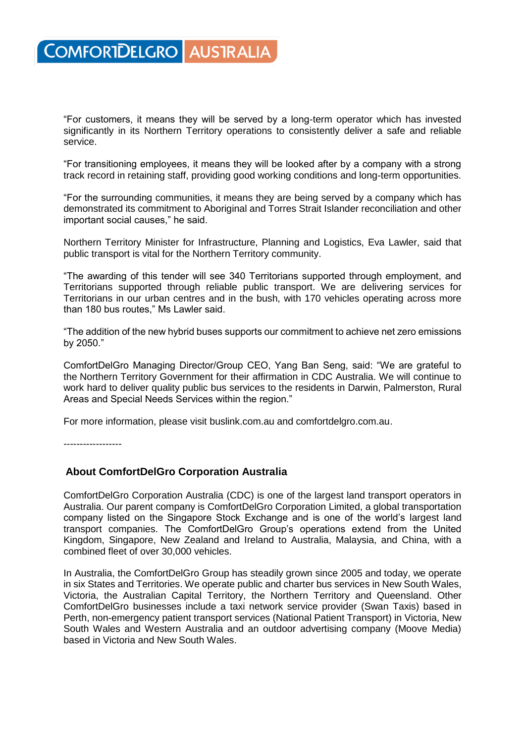"For customers, it means they will be served by a long-term operator which has invested significantly in its Northern Territory operations to consistently deliver a safe and reliable service.

"For transitioning employees, it means they will be looked after by a company with a strong track record in retaining staff, providing good working conditions and long-term opportunities.

"For the surrounding communities, it means they are being served by a company which has demonstrated its commitment to Aboriginal and Torres Strait Islander reconciliation and other important social causes," he said.

Northern Territory Minister for Infrastructure, Planning and Logistics, Eva Lawler, said that public transport is vital for the Northern Territory community.

"The awarding of this tender will see 340 Territorians supported through employment, and Territorians supported through reliable public transport. We are delivering services for Territorians in our urban centres and in the bush, with 170 vehicles operating across more than 180 bus routes," Ms Lawler said.

"The addition of the new hybrid buses supports our commitment to achieve net zero emissions by 2050."

ComfortDelGro Managing Director/Group CEO, Yang Ban Seng, said: "We are grateful to the Northern Territory Government for their affirmation in CDC Australia. We will continue to work hard to deliver quality public bus services to the residents in Darwin, Palmerston, Rural Areas and Special Needs Services within the region."

For more information, please visit buslink.com.au and comfortdelgro.com.au.

------------------

## About ComfortDelGro Corporation Australia

ComfortDelGro Corporation Australia (CDC) is one of the largest land transport operators in Australia. Our parent company is ComfortDelGro Corporation Limited, a global transportation company listed on the Singapore Stock Exchange and is one of the world's largest land transport companies. The ComfortDelGro Group's operations extend from the United Kingdom, Singapore, New Zealand and Ireland to Australia, Malaysia, and China, with a combined fleet of over 30,000 vehicles.

In Australia, the ComfortDelGro Group has steadily grown since 2005 and today, we operate in six States and Territories. We operate public and charter bus services in New South Wales, Victoria, the Australian Capital Territory, the Northern Territory and Queensland. Other ComfortDelGro businesses include a taxi network service provider (Swan Taxis) based in Perth, non-emergency patient transport services (National Patient Transport) in Victoria, New South Wales and Western Australia and an outdoor advertising company (Moove Media) based in Victoria and New South Wales.